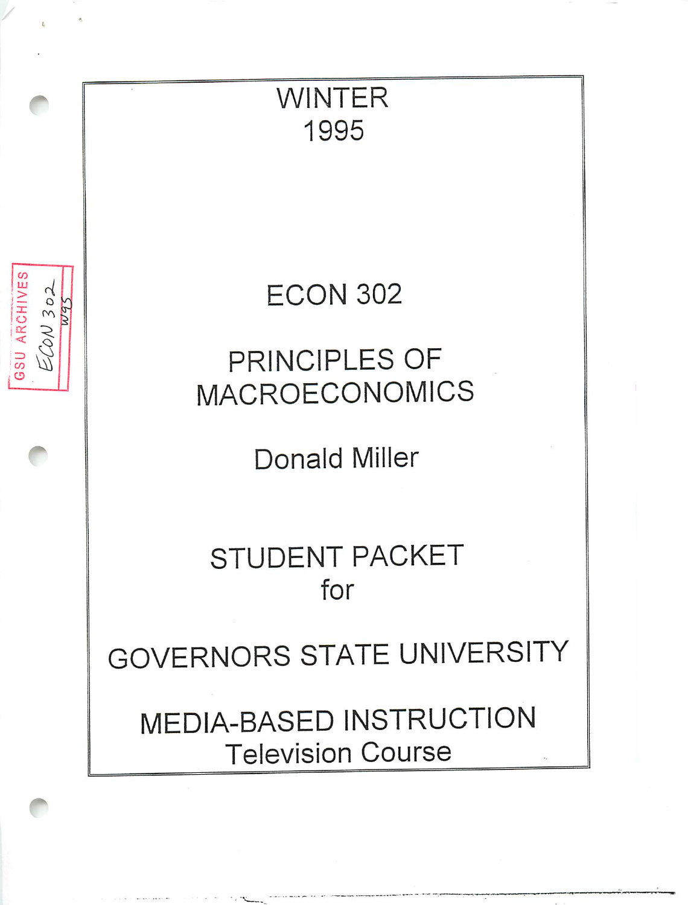WINTER
1995

# ECON 302

# PRINCIPLES OF MACROECONOMICS

Donald Miller

STUDENT PACKET
for

GOVERNORS STATE UNIVERSITY

MEDIA-BASED INSTRUCTION
Television Course

GSU ARCHIVES
ECON 302
W95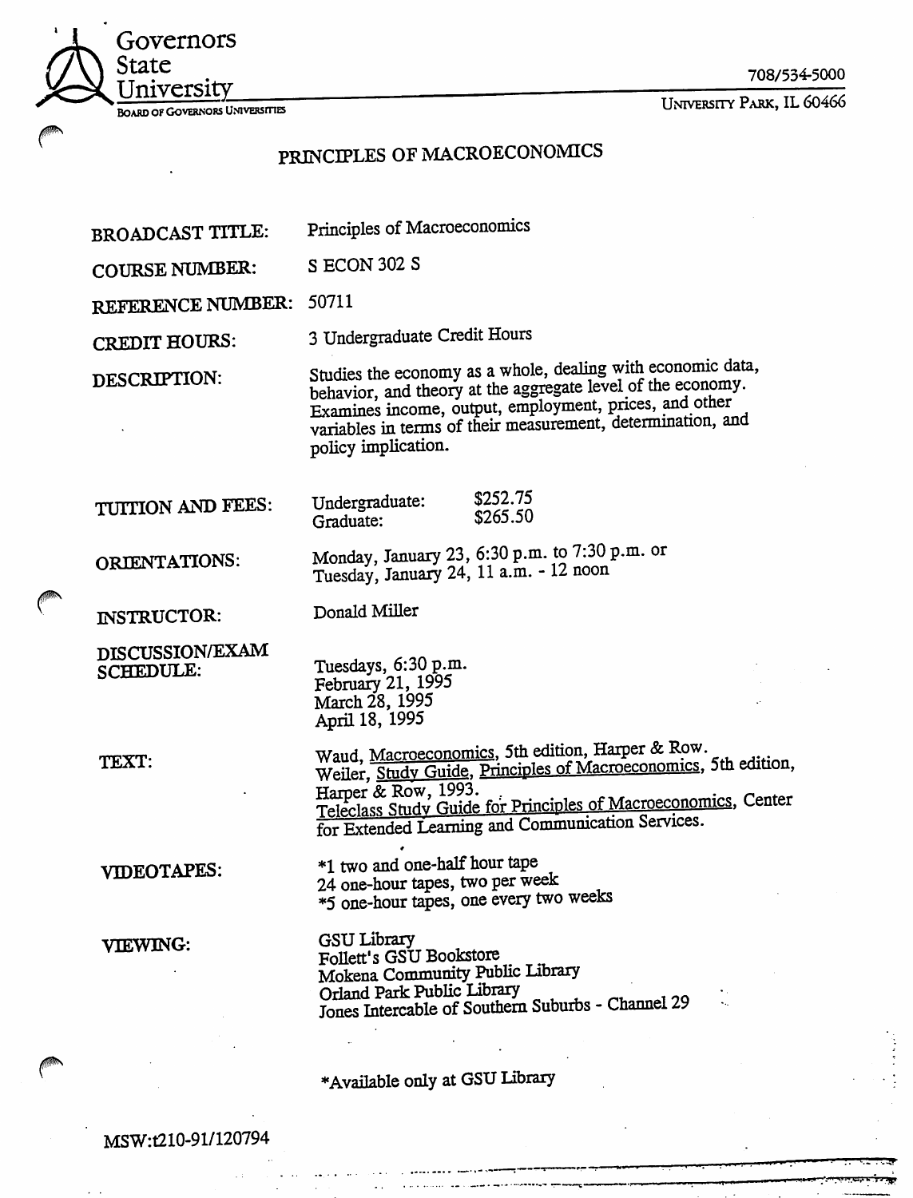Governors State University
BOARD OF GOVERNORS UNIVERSITIES

708/534-5000
UNIVERSITY PARK, IL 60466

# PRINCIPLES OF MACROECONOMICS

**BROADCAST TITLE:** Principles of Macroeconomics

**COURSE NUMBER:** S ECON 302 S

**REFERENCE NUMBER:** 50711

**CREDIT HOURS:** 3 Undergraduate Credit Hours

**DESCRIPTION:** Studies the economy as a whole, dealing with economic data, behavior, and theory at the aggregate level of the economy. Examines income, output, employment, prices, and other variables in terms of their measurement, determination, and policy implication.

**TUITION AND FEES:**

| | |
|---|---|
| Undergraduate: | $252.75 |
| Graduate: | $265.50 |

**ORIENTATIONS:** Monday, January 23, 6:30 p.m. to 7:30 p.m. or
Tuesday, January 24, 11 a.m. - 12 noon

**INSTRUCTOR:** Donald Miller

**DISCUSSION/EXAM SCHEDULE:**
Tuesdays, 6:30 p.m.
February 21, 1995
March 28, 1995
April 18, 1995

**TEXT:**
Waud, Macroeconomics, 5th edition, Harper & Row.
Weiler, Study Guide, Principles of Macroeconomics, 5th edition, Harper & Row, 1993.
Teleclass Study Guide for Principles of Macroeconomics, Center for Extended Learning and Communication Services.

**VIDEOTAPES:**
*1 two and one-half hour tape
24 one-hour tapes, two per week
*5 one-hour tapes, one every two weeks

**VIEWING:**
GSU Library
Follett's GSU Bookstore
Mokena Community Public Library
Orland Park Public Library
Jones Intercable of Southern Suburbs - Channel 29

*Available only at GSU Library

MSW:t210-91/120794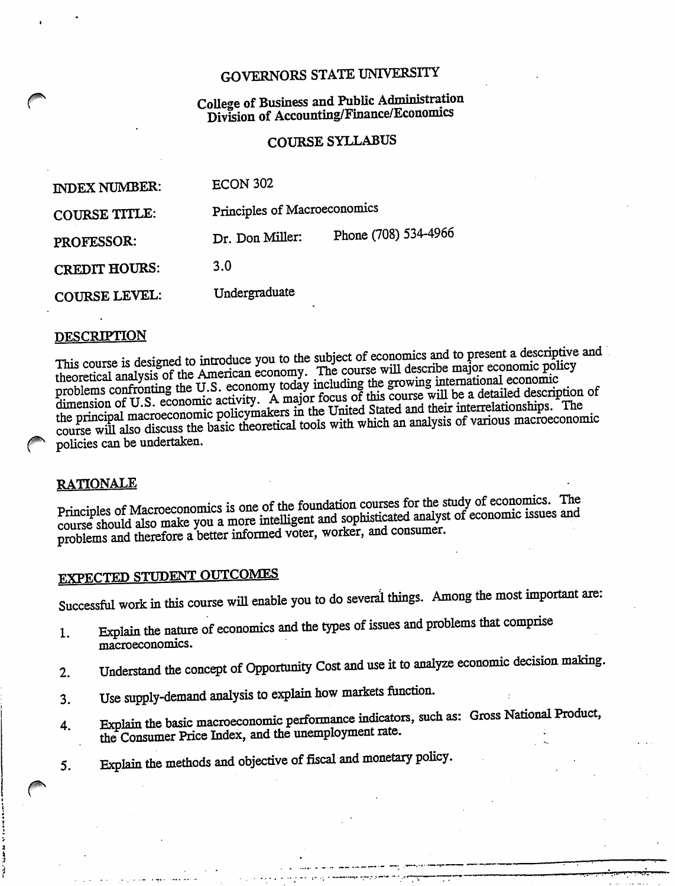# GOVERNORS STATE UNIVERSITY

## College of Business and Public Administration
## Division of Accounting/Finance/Economics

## COURSE SYLLABUS

| | | |
|---|---|---|
| INDEX NUMBER: | ECON 302 | |
| COURSE TITLE: | Principles of Macroeconomics | |
| PROFESSOR: | Dr. Don Miller: | Phone (708) 534-4966 |
| CREDIT HOURS: | 3.0 | |
| COURSE LEVEL: | Undergraduate | |

### DESCRIPTION

This course is designed to introduce you to the subject of economics and to present a descriptive and theoretical analysis of the American economy. The course will describe major economic policy problems confronting the U.S. economy today including the growing international economic dimension of U.S. economic activity. A major focus of this course will be a detailed description of the principal macroeconomic policymakers in the United Stated and their interrelationships. The course will also discuss the basic theoretical tools with which an analysis of various macroeconomic policies can be undertaken.

### RATIONALE

Principles of Macroeconomics is one of the foundation courses for the study of economics. The course should also make you a more intelligent and sophisticated analyst of economic issues and problems and therefore a better informed voter, worker, and consumer.

### EXPECTED STUDENT OUTCOMES

Successful work in this course will enable you to do several things. Among the most important are:

1. Explain the nature of economics and the types of issues and problems that comprise macroeconomics.
2. Understand the concept of Opportunity Cost and use it to analyze economic decision making.
3. Use supply-demand analysis to explain how markets function.
4. Explain the basic macroeconomic performance indicators, such as: Gross National Product, the Consumer Price Index, and the unemployment rate.
5. Explain the methods and objective of fiscal and monetary policy.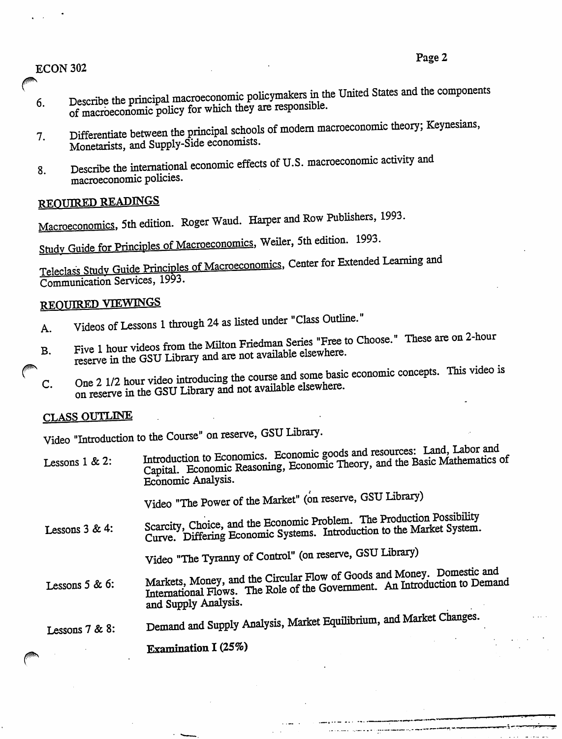6. Describe the principal macroeconomic policymakers in the United States and the components of macroeconomic policy for which they are responsible.

7. Differentiate between the principal schools of modern macroeconomic theory; Keynesians, Monetarists, and Supply-Side economists.

8. Describe the international economic effects of U.S. macroeconomic activity and macroeconomic policies.

## REQUIRED READINGS

Macroeconomics, 5th edition. Roger Waud. Harper and Row Publishers, 1993.

Study Guide for Principles of Macroeconomics, Weiler, 5th edition. 1993.

Teleclass Study Guide Principles of Macroeconomics, Center for Extended Learning and Communication Services, 1993.

## REQUIRED VIEWINGS

A. Videos of Lessons 1 through 24 as listed under "Class Outline."

B. Five 1 hour videos from the Milton Friedman Series "Free to Choose." These are on 2-hour reserve in the GSU Library and are not available elsewhere.

C. One 2 1/2 hour video introducing the course and some basic economic concepts. This video is on reserve in the GSU Library and not available elsewhere.

## CLASS OUTLINE

Video "Introduction to the Course" on reserve, GSU Library.

Lessons 1 & 2: Introduction to Economics. Economic goods and resources: Land, Labor and Capital. Economic Reasoning, Economic Theory, and the Basic Mathematics of Economic Analysis.

Video "The Power of the Market" (on reserve, GSU Library)

Lessons 3 & 4: Scarcity, Choice, and the Economic Problem. The Production Possibility Curve. Differing Economic Systems. Introduction to the Market System.

Video "The Tyranny of Control" (on reserve, GSU Library)

Lessons 5 & 6: Markets, Money, and the Circular Flow of Goods and Money. Domestic and International Flows. The Role of the Government. An Introduction to Demand and Supply Analysis.

Lessons 7 & 8: Demand and Supply Analysis, Market Equilibrium, and Market Changes.

**Examination I (25%)**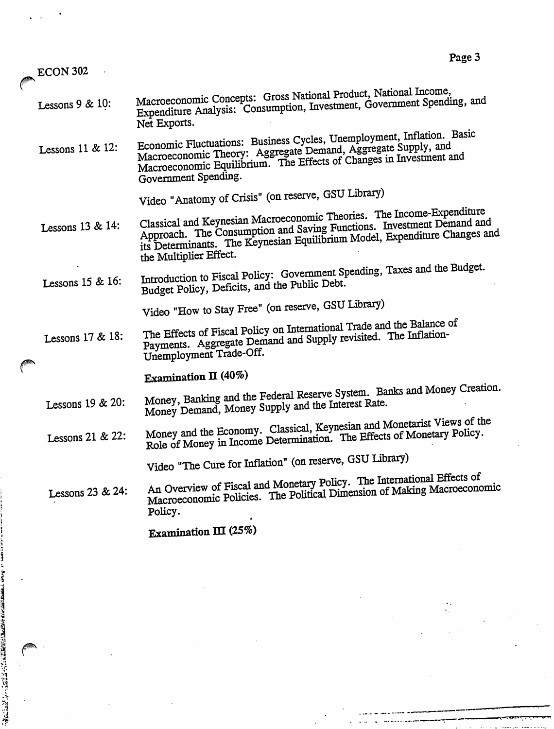| | |
|---|---|
| Lessons 9 & 10: | Macroeconomic Concepts: Gross National Product, National Income, Expenditure Analysis: Consumption, Investment, Government Spending, and Net Exports. |
| Lessons 11 & 12: | Economic Fluctuations: Business Cycles, Unemployment, Inflation. Basic Macroeconomic Theory: Aggregate Demand, Aggregate Supply, and Macroeconomic Equilibrium. The Effects of Changes in Investment and Government Spending. |
| | Video "Anatomy of Crisis" (on reserve, GSU Library) |
| Lessons 13 & 14: | Classical and Keynesian Macroeconomic Theories. The Income-Expenditure Approach. The Consumption and Saving Functions. Investment Demand and its Determinants. The Keynesian Equilibrium Model, Expenditure Changes and the Multiplier Effect. |
| Lessons 15 & 16: | Introduction to Fiscal Policy: Government Spending, Taxes and the Budget. Budget Policy, Deficits, and the Public Debt. |
| | Video "How to Stay Free" (on reserve, GSU Library) |
| Lessons 17 & 18: | The Effects of Fiscal Policy on International Trade and the Balance of Payments. Aggregate Demand and Supply revisited. The Inflation-Unemployment Trade-Off. |
| | **Examination II (40%)** |
| Lessons 19 & 20: | Money, Banking and the Federal Reserve System. Banks and Money Creation. Money Demand, Money Supply and the Interest Rate. |
| Lessons 21 & 22: | Money and the Economy. Classical, Keynesian and Monetarist Views of the Role of Money in Income Determination. The Effects of Monetary Policy. |
| | Video "The Cure for Inflation" (on reserve, GSU Library) |
| Lessons 23 & 24: | An Overview of Fiscal and Monetary Policy. The International Effects of Macroeconomic Policies. The Political Dimension of Making Macroeconomic Policy. |
| | **Examination III (25%)** |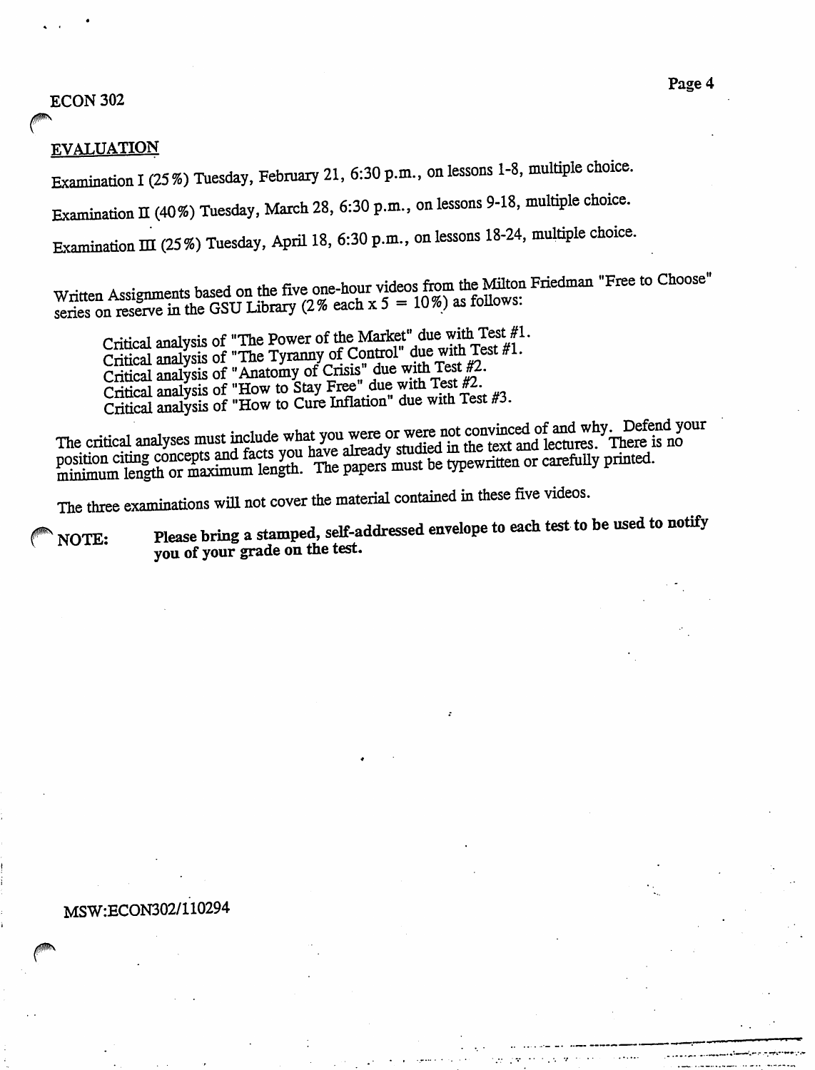## EVALUATION

Examination I (25%) Tuesday, February 21, 6:30 p.m., on lessons 1-8, multiple choice.

Examination II (40%) Tuesday, March 28, 6:30 p.m., on lessons 9-18, multiple choice.

Examination III (25%) Tuesday, April 18, 6:30 p.m., on lessons 18-24, multiple choice.

Written Assignments based on the five one-hour videos from the Milton Friedman "Free to Choose" series on reserve in the GSU Library (2% each x 5 = 10%) as follows:

- Critical analysis of "The Power of the Market" due with Test #1.
- Critical analysis of "The Tyranny of Control" due with Test #1.
- Critical analysis of "Anatomy of Crisis" due with Test #2.
- Critical analysis of "How to Stay Free" due with Test #2.
- Critical analysis of "How to Cure Inflation" due with Test #3.

The critical analyses must include what you were or were not convinced of and why. Defend your position citing concepts and facts you have already studied in the text and lectures. There is no minimum length or maximum length. The papers must be typewritten or carefully printed.

The three examinations will not cover the material contained in these five videos.

NOTE: **Please bring a stamped, self-addressed envelope to each test to be used to notify you of your grade on the test.**

MSW:ECON302/110294